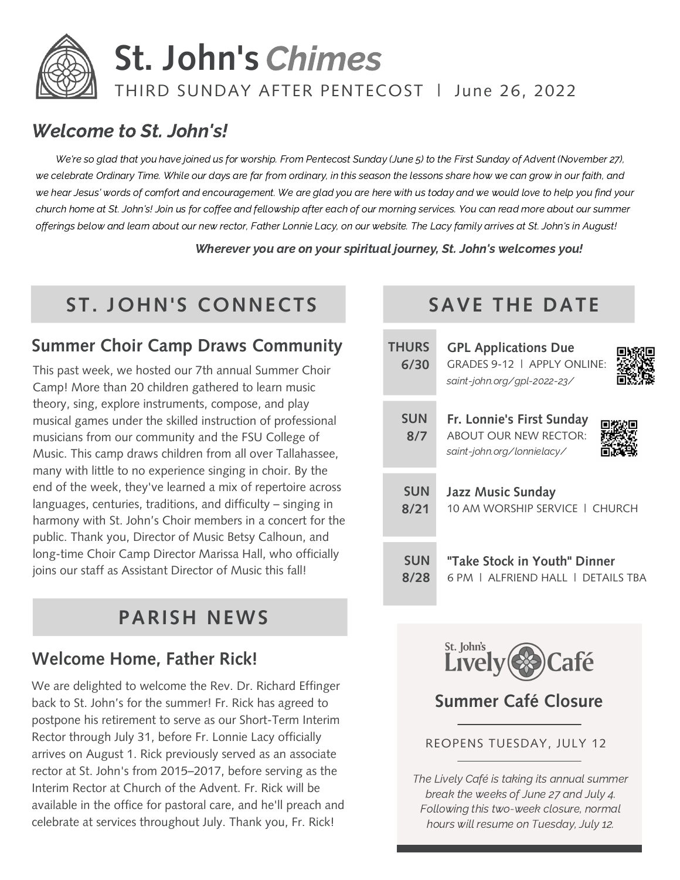# St. John's *Chimes*

THIRD SUNDAY AFTER PENTECOST | June 26, 2022

## *Welcome to St. John's!*

*We're so glad that you have joined us for worship. From Pentecost Sunday (June 5) to the First Sunday of Advent (November 27), we celebrate Ordinary Time. While our days are far from ordinary, in this season the lessons share how we can grow in our faith, and we hear Jesus' words of comfort and encouragement. We are glad you are here with us today and we would love to help you find your church home at St. John's! Join us for coffee and fellowship after each of our morning services. You can read more about our summer offerings below and learn about our new rector, Father Lonnie Lacy, on our website. The Lacy family arrives at St. John's in August!*

***Wherever you are on your spiritual journey, St. John's welcomes you!***

## ST. JOHN'S CONNECTS

### Summer Choir Camp Draws Community

This past week, we hosted our 7th annual Summer Choir Camp! More than 20 children gathered to learn music theory, sing, explore instruments, compose, and play musical games under the skilled instruction of professional musicians from our community and the FSU College of Music. This camp draws children from all over Tallahassee, many with little to no experience singing in choir. By the end of the week, they've learned a mix of repertoire across languages, centuries, traditions, and difficulty – singing in harmony with St. John's Choir members in a concert for the public. Thank you, Director of Music Betsy Calhoun, and long-time Choir Camp Director Marissa Hall, who officially joins our staff as Assistant Director of Music this fall!

## PARISH NEWS

### Welcome Home, Father Rick!

We are delighted to welcome the Rev. Dr. Richard Effinger back to St. John's for the summer! Fr. Rick has agreed to postpone his retirement to serve as our Short-Term Interim Rector through July 31, before Fr. Lonnie Lacy officially arrives on August 1. Rick previously served as an associate rector at St. John's from 2015–2017, before serving as the Interim Rector at Church of the Advent. Fr. Rick will be available in the office for pastoral care, and he'll preach and celebrate at services throughout July. Thank you, Fr. Rick!

## SAVE THE DATE

**THURS 6/30** — **GPL Applications Due**
GRADES 9-12 | APPLY ONLINE:
*saint-john.org/gpl-2022-23/*

**SUN 8/7** — **Fr. Lonnie's First Sunday**
ABOUT OUR NEW RECTOR:
*saint-john.org/lonnielacy/*

**SUN 8/21** — **Jazz Music Sunday**
10 AM WORSHIP SERVICE | CHURCH

**SUN 8/28** — **"Take Stock in Youth" Dinner**
6 PM | ALFRIEND HALL | DETAILS TBA

St. John's Lively Café

### Summer Café Closure

REOPENS TUESDAY, JULY 12

*The Lively Café is taking its annual summer break the weeks of June 27 and July 4. Following this two-week closure, normal hours will resume on Tuesday, July 12.*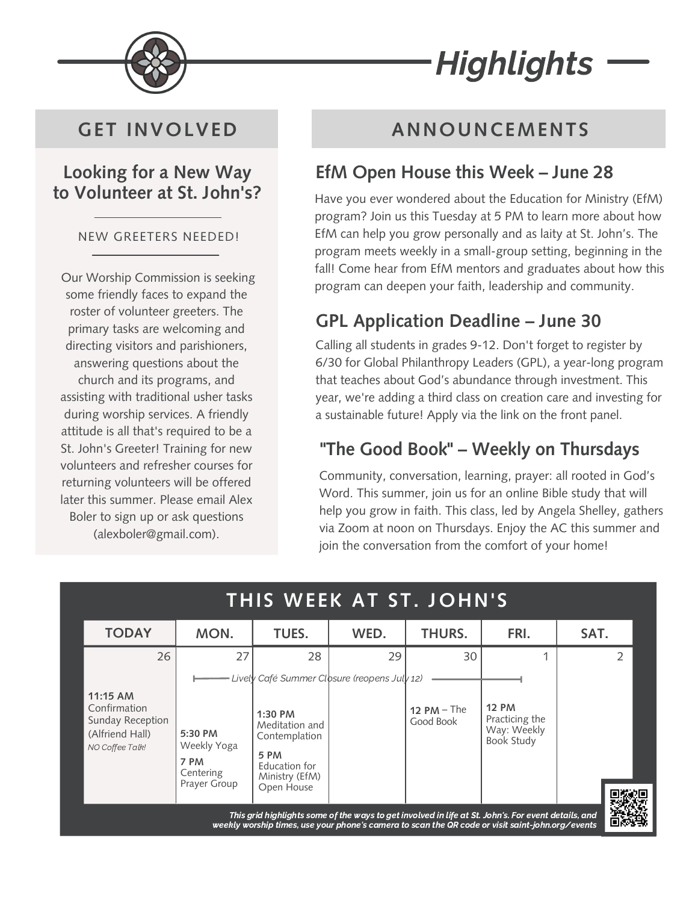# Highlights

## GET INVOLVED

### Looking for a New Way to Volunteer at St. John's?

NEW GREETERS NEEDED!

Our Worship Commission is seeking some friendly faces to expand the roster of volunteer greeters. The primary tasks are welcoming and directing visitors and parishioners, answering questions about the church and its programs, and assisting with traditional usher tasks during worship services. A friendly attitude is all that's required to be a St. John's Greeter! Training for new volunteers and refresher courses for returning volunteers will be offered later this summer. Please email Alex Boler to sign up or ask questions (alexboler@gmail.com).

## ANNOUNCEMENTS

### EfM Open House this Week – June 28

Have you ever wondered about the Education for Ministry (EfM) program? Join us this Tuesday at 5 PM to learn more about how EfM can help you grow personally and as laity at St. John's. The program meets weekly in a small-group setting, beginning in the fall! Come hear from EfM mentors and graduates about how this program can deepen your faith, leadership and community.

### GPL Application Deadline – June 30

Calling all students in grades 9-12. Don't forget to register by 6/30 for Global Philanthropy Leaders (GPL), a year-long program that teaches about God's abundance through investment. This year, we're adding a third class on creation care and investing for a sustainable future! Apply via the link on the front panel.

### "The Good Book" – Weekly on Thursdays

Community, conversation, learning, prayer: all rooted in God's Word. This summer, join us for an online Bible study that will help you grow in faith. This class, led by Angela Shelley, gathers via Zoom at noon on Thursdays. Enjoy the AC this summer and join the conversation from the comfort of your home!

## THIS WEEK AT ST. JOHN'S

*Lively Café Summer Closure (reopens July 12)* (Mon. 27 – Fri. 1)

| TODAY | MON. | TUES. | WED. | THURS. | FRI. | SAT. |
|---|---|---|---|---|---|---|
| 26 | 27 | 28 | 29 | 30 | 1 | 2 |
| **11:15 AM** Confirmation Sunday Reception (Alfriend Hall) *NO Coffee Talk!* | **5:30 PM** Weekly Yoga<br>**7 PM** Centering Prayer Group | **1:30 PM** Meditation and Contemplation<br>**5 PM** Education for Ministry (EfM) Open House | | **12 PM** – The Good Book | **12 PM** Practicing the Way: Weekly Book Study | |

*This grid highlights some of the ways to get involved in life at St. John's. For event details, and weekly worship times, use your phone's camera to scan the QR code or visit saint-john.org/events*